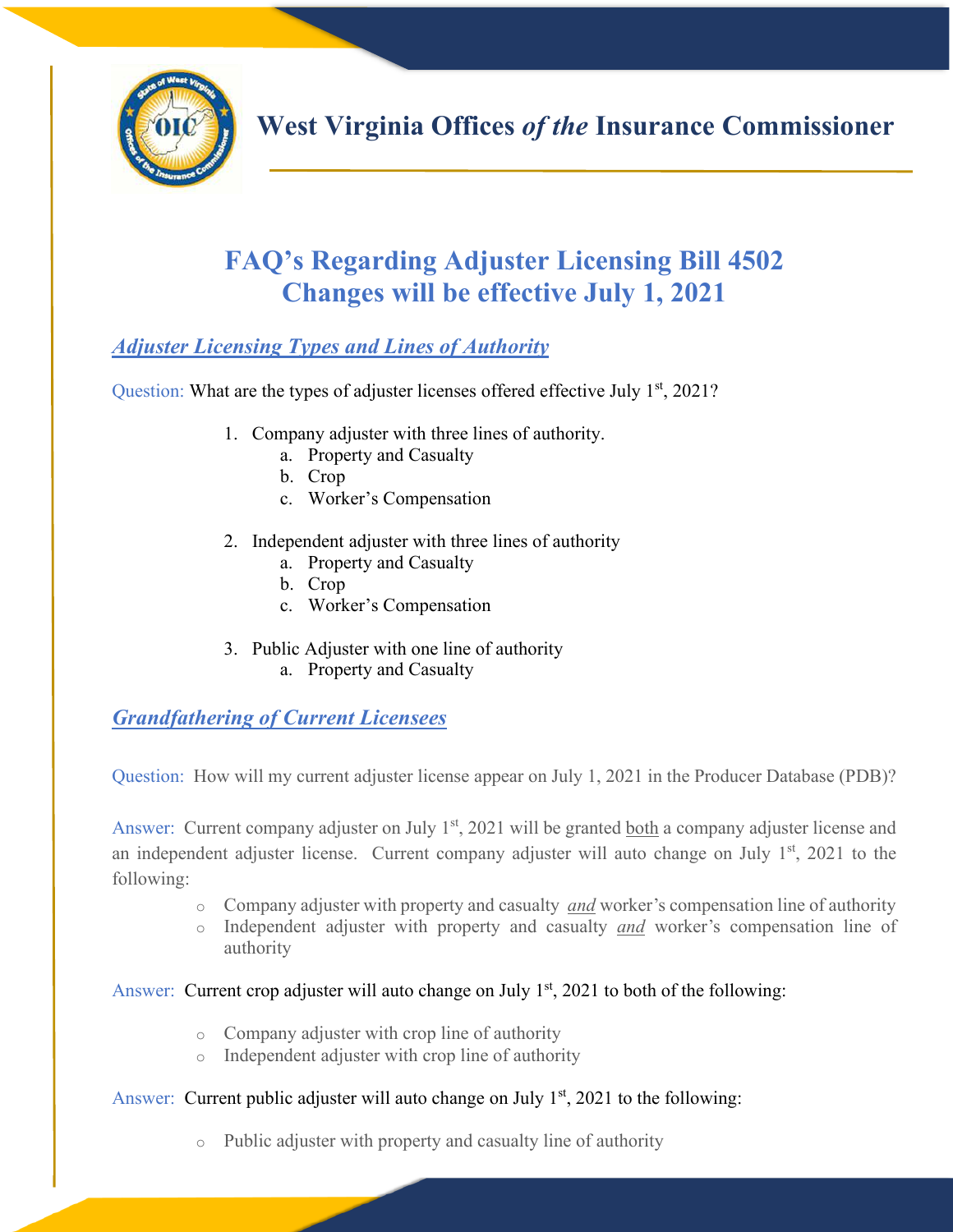# West Virginia Offices *of the* Insurance Commissioner

## FAQ's Regarding Adjuster Licensing Bill 4502
## Changes will be effective July 1, 2021

### *Adjuster Licensing Types and Lines of Authority*

Question: What are the types of adjuster licenses offered effective July 1st, 2021?

1. Company adjuster with three lines of authority.
   a. Property and Casualty
   b. Crop
   c. Worker's Compensation

2. Independent adjuster with three lines of authority
   a. Property and Casualty
   b. Crop
   c. Worker's Compensation

3. Public Adjuster with one line of authority
   a. Property and Casualty

### *Grandfathering of Current Licensees*

Question: How will my current adjuster license appear on July 1, 2021 in the Producer Database (PDB)?

Answer: Current company adjuster on July 1st, 2021 will be granted both a company adjuster license and an independent adjuster license. Current company adjuster will auto change on July 1st, 2021 to the following:

- Company adjuster with property and casualty *and* worker's compensation line of authority
- Independent adjuster with property and casualty *and* worker's compensation line of authority

Answer: Current crop adjuster will auto change on July 1st, 2021 to both of the following:

- Company adjuster with crop line of authority
- Independent adjuster with crop line of authority

Answer: Current public adjuster will auto change on July 1st, 2021 to the following:

- Public adjuster with property and casualty line of authority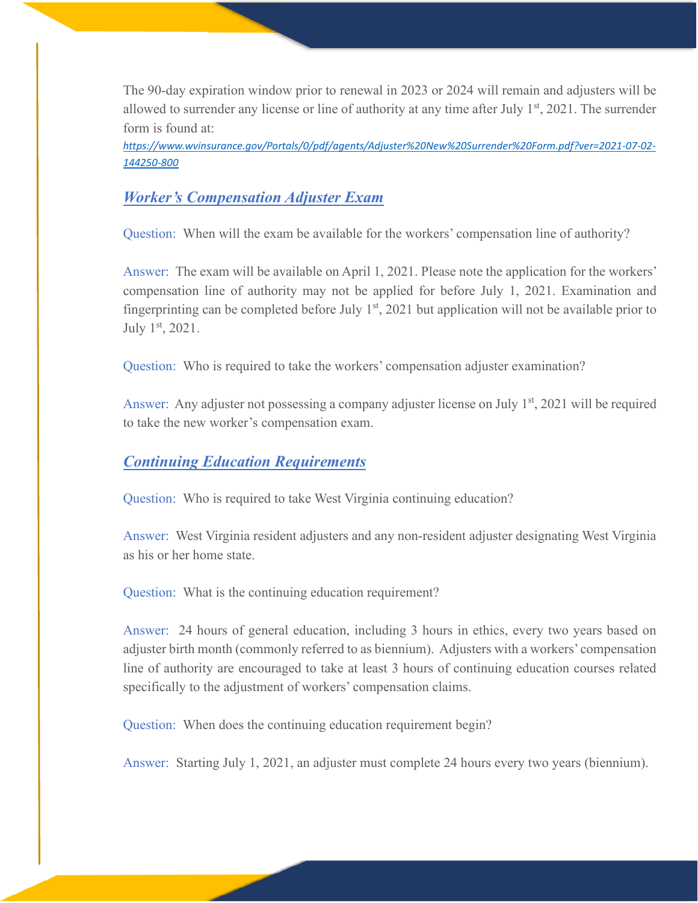The 90-day expiration window prior to renewal in 2023 or 2024 will remain and adjusters will be allowed to surrender any license or line of authority at any time after July 1st, 2021. The surrender form is found at:

*https://www.wvinsurance.gov/Portals/0/pdf/agents/Adjuster%20New%20Surrender%20Form.pdf?ver=2021-07-02-144250-800*

## *Worker's Compensation Adjuster Exam*

Question: When will the exam be available for the workers' compensation line of authority?

Answer: The exam will be available on April 1, 2021. Please note the application for the workers' compensation line of authority may not be applied for before July 1, 2021. Examination and fingerprinting can be completed before July 1st, 2021 but application will not be available prior to July 1st, 2021.

Question: Who is required to take the workers' compensation adjuster examination?

Answer: Any adjuster not possessing a company adjuster license on July 1st, 2021 will be required to take the new worker's compensation exam.

## *Continuing Education Requirements*

Question: Who is required to take West Virginia continuing education?

Answer: West Virginia resident adjusters and any non-resident adjuster designating West Virginia as his or her home state.

Question: What is the continuing education requirement?

Answer: 24 hours of general education, including 3 hours in ethics, every two years based on adjuster birth month (commonly referred to as biennium). Adjusters with a workers' compensation line of authority are encouraged to take at least 3 hours of continuing education courses related specifically to the adjustment of workers' compensation claims.

Question: When does the continuing education requirement begin?

Answer: Starting July 1, 2021, an adjuster must complete 24 hours every two years (biennium).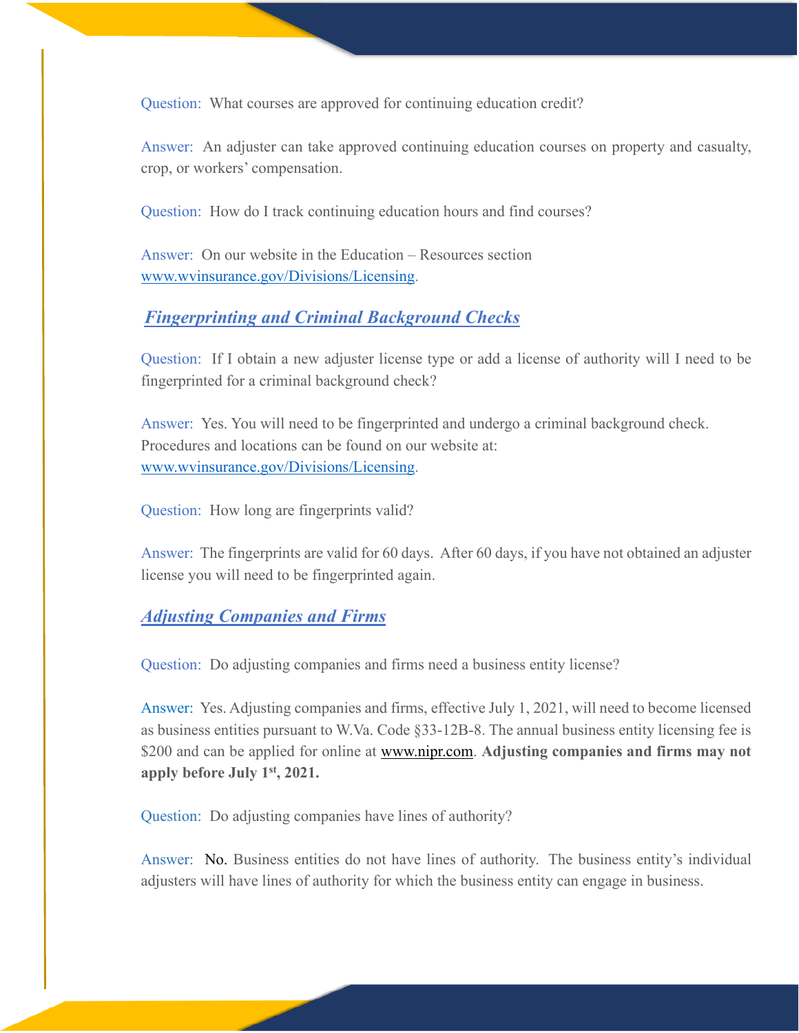Question: What courses are approved for continuing education credit?

Answer: An adjuster can take approved continuing education courses on property and casualty, crop, or workers' compensation.

Question: How do I track continuing education hours and find courses?

Answer: On our website in the Education – Resources section www.wvinsurance.gov/Divisions/Licensing.

## ***Fingerprinting and Criminal Background Checks***

Question: If I obtain a new adjuster license type or add a license of authority will I need to be fingerprinted for a criminal background check?

Answer: Yes. You will need to be fingerprinted and undergo a criminal background check. Procedures and locations can be found on our website at: www.wvinsurance.gov/Divisions/Licensing.

Question: How long are fingerprints valid?

Answer: The fingerprints are valid for 60 days. After 60 days, if you have not obtained an adjuster license you will need to be fingerprinted again.

## ***Adjusting Companies and Firms***

Question: Do adjusting companies and firms need a business entity license?

Answer: Yes. Adjusting companies and firms, effective July 1, 2021, will need to become licensed as business entities pursuant to W.Va. Code §33-12B-8. The annual business entity licensing fee is $200 and can be applied for online at www.nipr.com. **Adjusting companies and firms may not apply before July 1st, 2021.**

Question: Do adjusting companies have lines of authority?

Answer: No. Business entities do not have lines of authority. The business entity's individual adjusters will have lines of authority for which the business entity can engage in business.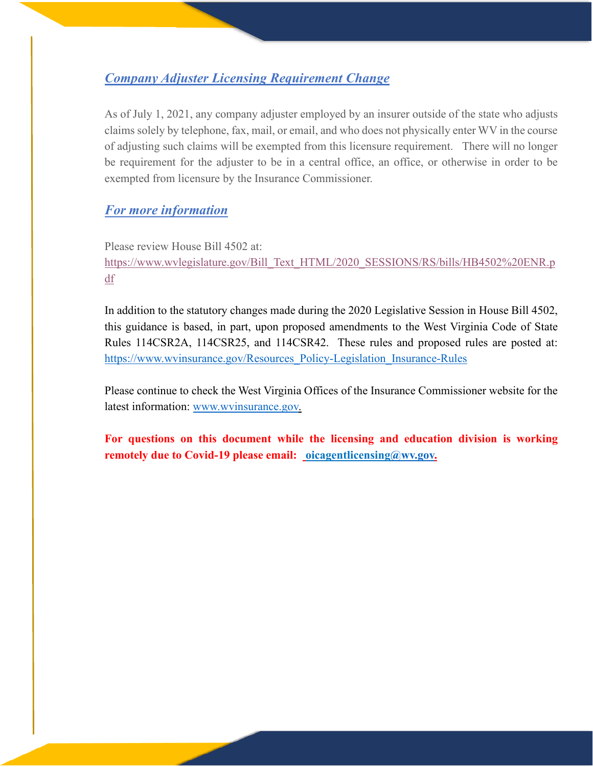## ***Company Adjuster Licensing Requirement Change***

As of July 1, 2021, any company adjuster employed by an insurer outside of the state who adjusts claims solely by telephone, fax, mail, or email, and who does not physically enter WV in the course of adjusting such claims will be exempted from this licensure requirement. There will no longer be requirement for the adjuster to be in a central office, an office, or otherwise in order to be exempted from licensure by the Insurance Commissioner.

## ***For more information***

Please review House Bill 4502 at: https://www.wvlegislature.gov/Bill_Text_HTML/2020_SESSIONS/RS/bills/HB4502%20ENR.pdf

In addition to the statutory changes made during the 2020 Legislative Session in House Bill 4502, this guidance is based, in part, upon proposed amendments to the West Virginia Code of State Rules 114CSR2A, 114CSR25, and 114CSR42. These rules and proposed rules are posted at: https://www.wvinsurance.gov/Resources_Policy-Legislation_Insurance-Rules

Please continue to check the West Virginia Offices of the Insurance Commissioner website for the latest information: www.wvinsurance.gov.

**For questions on this document while the licensing and education division is working remotely due to Covid-19 please email: oicagentlicensing@wv.gov.**